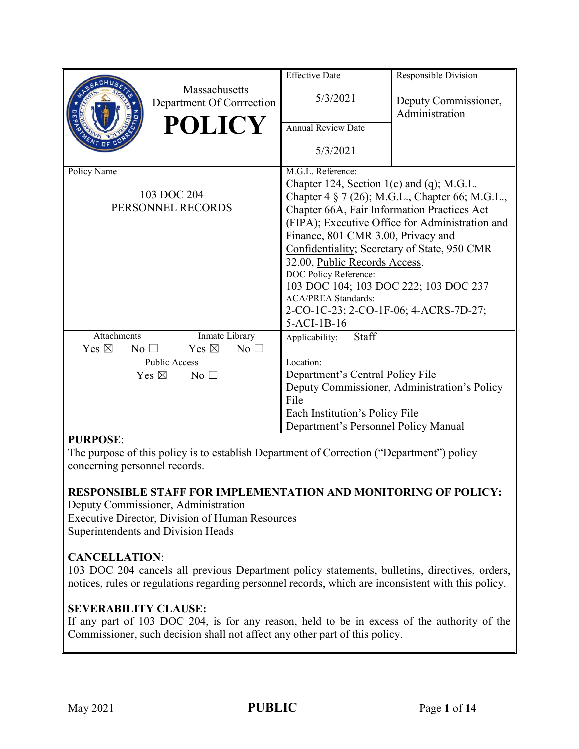| Massachusetts Department Of Corrrection **POLICY** | | Effective Date<br>5/3/2021 | Responsible Division<br>Deputy Commissioner, Administration |
|---|---|---|---|
| | | Annual Review Date<br>5/3/2021 | |
| Policy Name<br>103 DOC 204<br>PERSONNEL RECORDS | | M.G.L. Reference:<br>Chapter 124, Section 1(c) and (q); M.G.L. Chapter 4 § 7 (26); M.G.L., Chapter 66; M.G.L., Chapter 66A, Fair Information Practices Act (FIPA); Executive Office for Administration and Finance, 801 CMR 3.00, Privacy and Confidentiality; Secretary of State, 950 CMR 32.00, Public Records Access. | |
| | | DOC Policy Reference:<br>103 DOC 104; 103 DOC 222; 103 DOC 237 | |
| | | ACA/PREA Standards:<br>2-CO-1C-23; 2-CO-1F-06; 4-ACRS-7D-27; 5-ACI-1B-16 | |
| Attachments<br>Yes ☒ No ☐ | Inmate Library<br>Yes ☒ No ☐ | Applicability: Staff | |
| Public Access<br>Yes ☒ No ☐ | | Location:<br>Department's Central Policy File<br>Deputy Commissioner, Administration's Policy File<br>Each Institution's Policy File<br>Department's Personnel Policy Manual | |

**PURPOSE**:
The purpose of this policy is to establish Department of Correction ("Department") policy concerning personnel records.

**RESPONSIBLE STAFF FOR IMPLEMENTATION AND MONITORING OF POLICY:**
Deputy Commissioner, Administration
Executive Director, Division of Human Resources
Superintendents and Division Heads

**CANCELLATION**:
103 DOC 204 cancels all previous Department policy statements, bulletins, directives, orders, notices, rules or regulations regarding personnel records, which are inconsistent with this policy.

**SEVERABILITY CLAUSE:**
If any part of 103 DOC 204, is for any reason, held to be in excess of the authority of the Commissioner, such decision shall not affect any other part of this policy.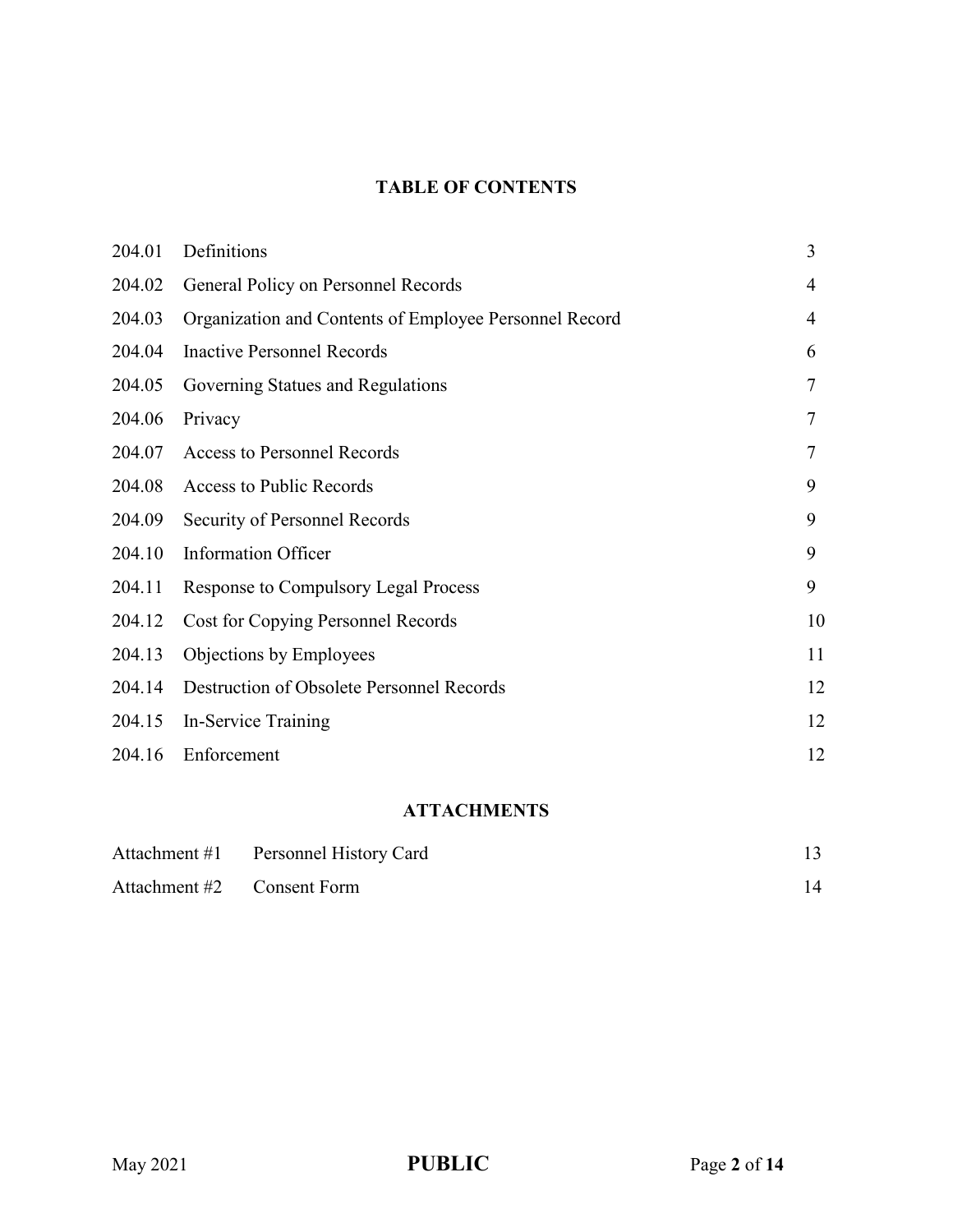## TABLE OF CONTENTS

| | | |
|---|---|---|
| 204.01 | Definitions | 3 |
| 204.02 | General Policy on Personnel Records | 4 |
| 204.03 | Organization and Contents of Employee Personnel Record | 4 |
| 204.04 | Inactive Personnel Records | 6 |
| 204.05 | Governing Statues and Regulations | 7 |
| 204.06 | Privacy | 7 |
| 204.07 | Access to Personnel Records | 7 |
| 204.08 | Access to Public Records | 9 |
| 204.09 | Security of Personnel Records | 9 |
| 204.10 | Information Officer | 9 |
| 204.11 | Response to Compulsory Legal Process | 9 |
| 204.12 | Cost for Copying Personnel Records | 10 |
| 204.13 | Objections by Employees | 11 |
| 204.14 | Destruction of Obsolete Personnel Records | 12 |
| 204.15 | In-Service Training | 12 |
| 204.16 | Enforcement | 12 |

## ATTACHMENTS

| | | |
|---|---|---|
| Attachment #1 | Personnel History Card | 13 |
| Attachment #2 | Consent Form | 14 |

May 2021 **PUBLIC**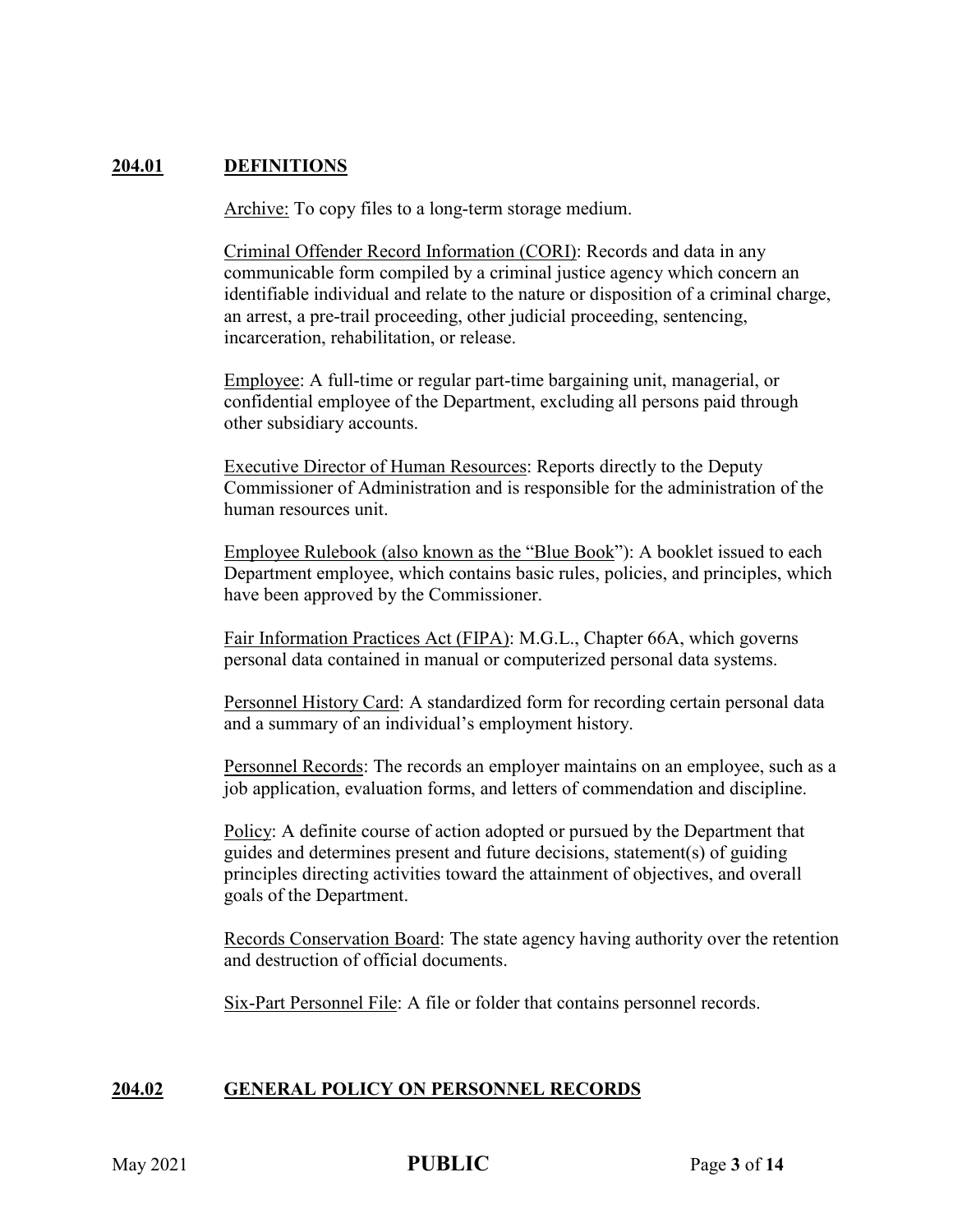## 204.01 DEFINITIONS

Archive: To copy files to a long-term storage medium.

Criminal Offender Record Information (CORI): Records and data in any communicable form compiled by a criminal justice agency which concern an identifiable individual and relate to the nature or disposition of a criminal charge, an arrest, a pre-trail proceeding, other judicial proceeding, sentencing, incarceration, rehabilitation, or release.

Employee: A full-time or regular part-time bargaining unit, managerial, or confidential employee of the Department, excluding all persons paid through other subsidiary accounts.

Executive Director of Human Resources: Reports directly to the Deputy Commissioner of Administration and is responsible for the administration of the human resources unit.

Employee Rulebook (also known as the "Blue Book"): A booklet issued to each Department employee, which contains basic rules, policies, and principles, which have been approved by the Commissioner.

Fair Information Practices Act (FIPA): M.G.L., Chapter 66A, which governs personal data contained in manual or computerized personal data systems.

Personnel History Card: A standardized form for recording certain personal data and a summary of an individual's employment history.

Personnel Records: The records an employer maintains on an employee, such as a job application, evaluation forms, and letters of commendation and discipline.

Policy: A definite course of action adopted or pursued by the Department that guides and determines present and future decisions, statement(s) of guiding principles directing activities toward the attainment of objectives, and overall goals of the Department.

Records Conservation Board: The state agency having authority over the retention and destruction of official documents.

Six-Part Personnel File: A file or folder that contains personnel records.

## 204.02 GENERAL POLICY ON PERSONNEL RECORDS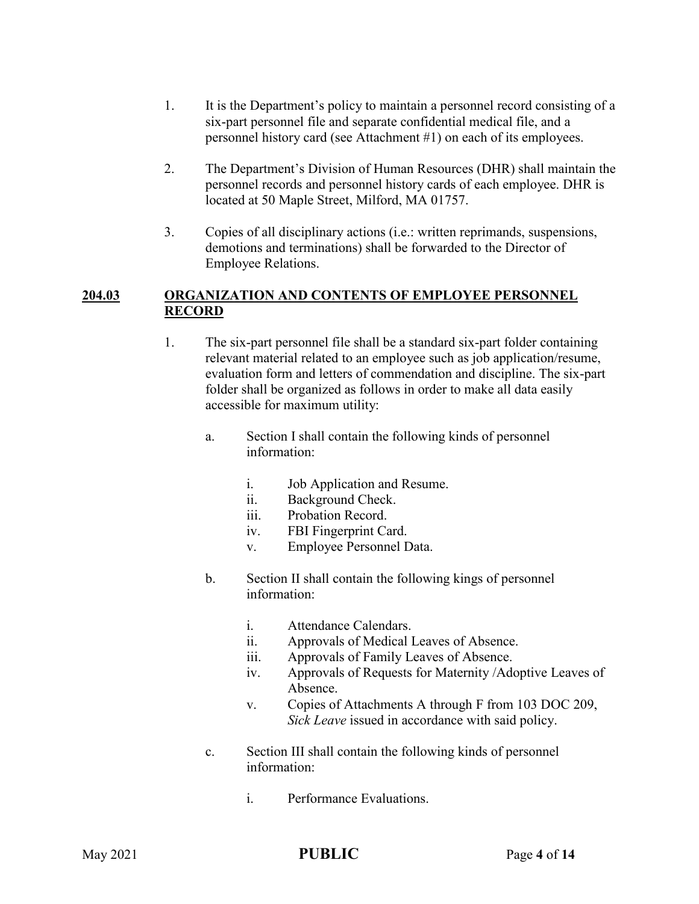1. It is the Department's policy to maintain a personnel record consisting of a six-part personnel file and separate confidential medical file, and a personnel history card (see Attachment #1) on each of its employees.

2. The Department's Division of Human Resources (DHR) shall maintain the personnel records and personnel history cards of each employee. DHR is located at 50 Maple Street, Milford, MA 01757.

3. Copies of all disciplinary actions (i.e.: written reprimands, suspensions, demotions and terminations) shall be forwarded to the Director of Employee Relations.

## 204.03 ORGANIZATION AND CONTENTS OF EMPLOYEE PERSONNEL RECORD

1. The six-part personnel file shall be a standard six-part folder containing relevant material related to an employee such as job application/resume, evaluation form and letters of commendation and discipline. The six-part folder shall be organized as follows in order to make all data easily accessible for maximum utility:

   a. Section I shall contain the following kinds of personnel information:

      i. Job Application and Resume.
      ii. Background Check.
      iii. Probation Record.
      iv. FBI Fingerprint Card.
      v. Employee Personnel Data.

   b. Section II shall contain the following kings of personnel information:

      i. Attendance Calendars.
      ii. Approvals of Medical Leaves of Absence.
      iii. Approvals of Family Leaves of Absence.
      iv. Approvals of Requests for Maternity /Adoptive Leaves of Absence.
      v. Copies of Attachments A through F from 103 DOC 209, *Sick Leave* issued in accordance with said policy.

   c. Section III shall contain the following kinds of personnel information:

      i. Performance Evaluations.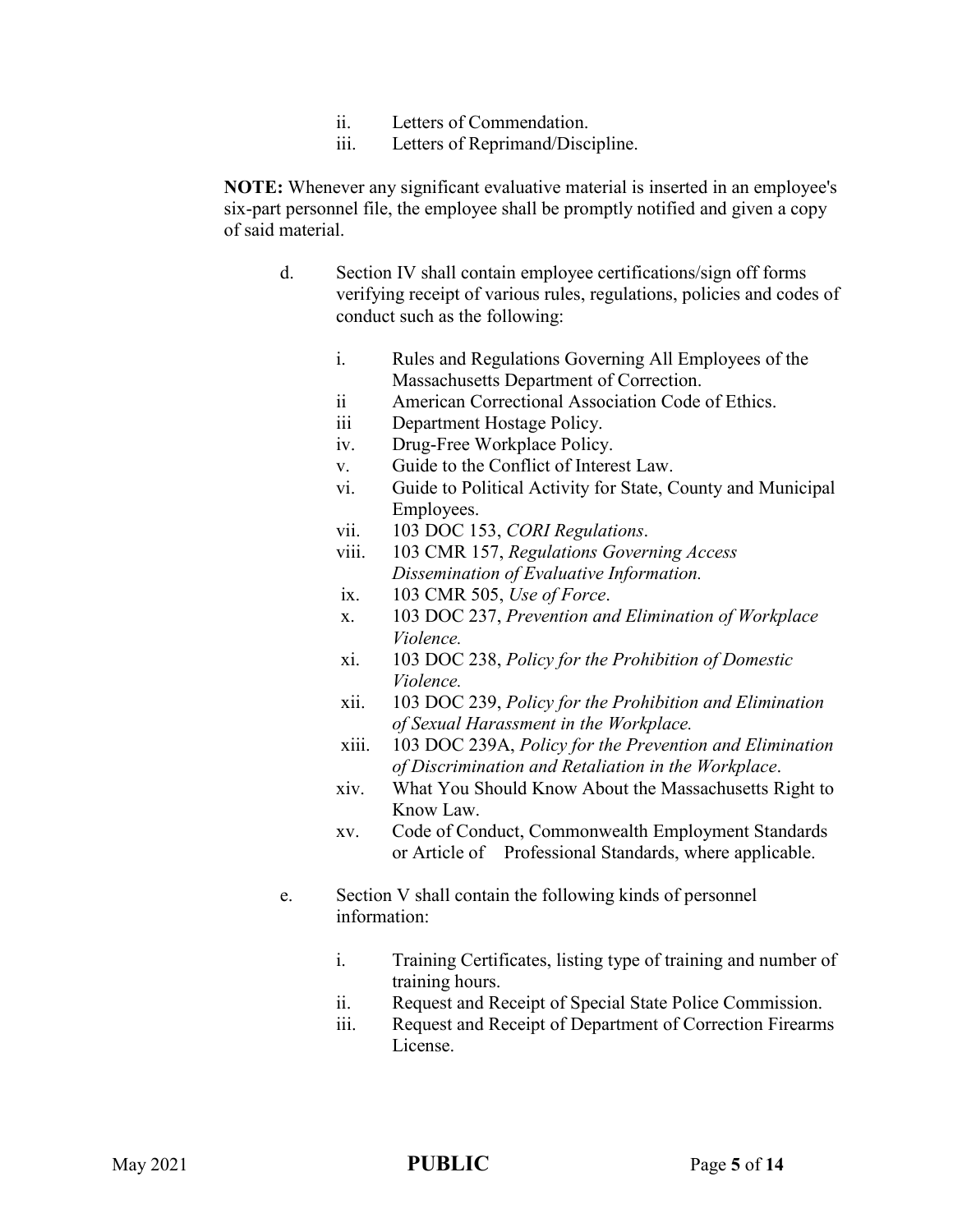ii. Letters of Commendation.
iii. Letters of Reprimand/Discipline.

**NOTE:** Whenever any significant evaluative material is inserted in an employee's six-part personnel file, the employee shall be promptly notified and given a copy of said material.

d. Section IV shall contain employee certifications/sign off forms verifying receipt of various rules, regulations, policies and codes of conduct such as the following:

   i. Rules and Regulations Governing All Employees of the Massachusetts Department of Correction.
   ii American Correctional Association Code of Ethics.
   iii Department Hostage Policy.
   iv. Drug-Free Workplace Policy.
   v. Guide to the Conflict of Interest Law.
   vi. Guide to Political Activity for State, County and Municipal Employees.
   vii. 103 DOC 153, *CORI Regulations*.
   viii. 103 CMR 157, *Regulations Governing Access Dissemination of Evaluative Information.*
   ix. 103 CMR 505, *Use of Force*.
   x. 103 DOC 237, *Prevention and Elimination of Workplace Violence.*
   xi. 103 DOC 238, *Policy for the Prohibition of Domestic Violence.*
   xii. 103 DOC 239, *Policy for the Prohibition and Elimination of Sexual Harassment in the Workplace.*
   xiii. 103 DOC 239A, *Policy for the Prevention and Elimination of Discrimination and Retaliation in the Workplace*.
   xiv. What You Should Know About the Massachusetts Right to Know Law.
   xv. Code of Conduct, Commonwealth Employment Standards or Article of Professional Standards, where applicable.

e. Section V shall contain the following kinds of personnel information:

   i. Training Certificates, listing type of training and number of training hours.
   ii. Request and Receipt of Special State Police Commission.
   iii. Request and Receipt of Department of Correction Firearms License.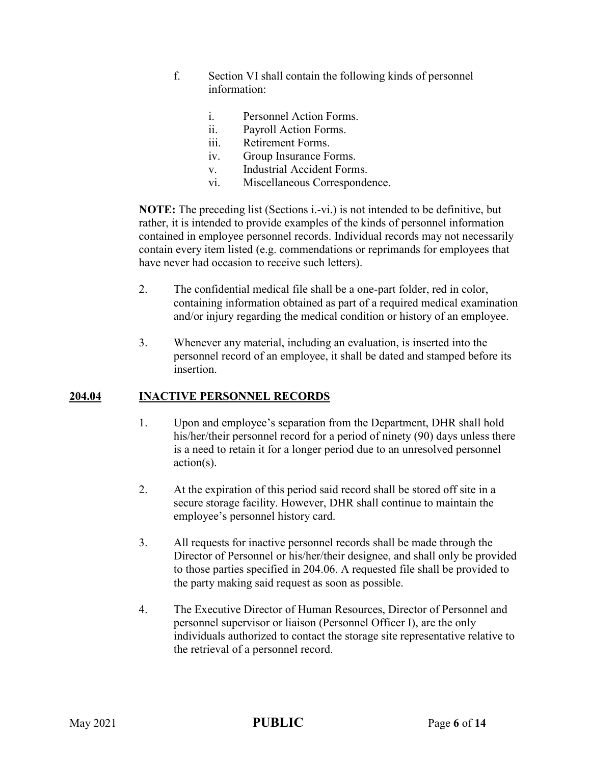f. Section VI shall contain the following kinds of personnel information:

   i. Personnel Action Forms.
   ii. Payroll Action Forms.
   iii. Retirement Forms.
   iv. Group Insurance Forms.
   v. Industrial Accident Forms.
   vi. Miscellaneous Correspondence.

**NOTE:** The preceding list (Sections i.-vi.) is not intended to be definitive, but rather, it is intended to provide examples of the kinds of personnel information contained in employee personnel records. Individual records may not necessarily contain every item listed (e.g. commendations or reprimands for employees that have never had occasion to receive such letters).

2. The confidential medical file shall be a one-part folder, red in color, containing information obtained as part of a required medical examination and/or injury regarding the medical condition or history of an employee.

3. Whenever any material, including an evaluation, is inserted into the personnel record of an employee, it shall be dated and stamped before its insertion.

## **204.04 INACTIVE PERSONNEL RECORDS**

1. Upon and employee's separation from the Department, DHR shall hold his/her/their personnel record for a period of ninety (90) days unless there is a need to retain it for a longer period due to an unresolved personnel action(s).

2. At the expiration of this period said record shall be stored off site in a secure storage facility. However, DHR shall continue to maintain the employee's personnel history card.

3. All requests for inactive personnel records shall be made through the Director of Personnel or his/her/their designee, and shall only be provided to those parties specified in 204.06. A requested file shall be provided to the party making said request as soon as possible.

4. The Executive Director of Human Resources, Director of Personnel and personnel supervisor or liaison (Personnel Officer I), are the only individuals authorized to contact the storage site representative relative to the retrieval of a personnel record.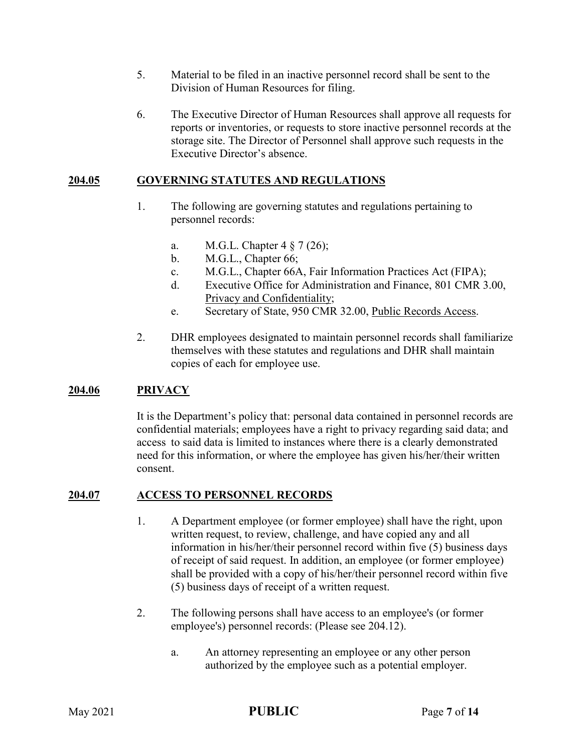5. Material to be filed in an inactive personnel record shall be sent to the Division of Human Resources for filing.

6. The Executive Director of Human Resources shall approve all requests for reports or inventories, or requests to store inactive personnel records at the storage site. The Director of Personnel shall approve such requests in the Executive Director's absence.

## 204.05 GOVERNING STATUTES AND REGULATIONS

1. The following are governing statutes and regulations pertaining to personnel records:

   a. M.G.L. Chapter 4 § 7 (26);
   b. M.G.L., Chapter 66;
   c. M.G.L., Chapter 66A, Fair Information Practices Act (FIPA);
   d. Executive Office for Administration and Finance, 801 CMR 3.00, Privacy and Confidentiality;
   e. Secretary of State, 950 CMR 32.00, Public Records Access.

2. DHR employees designated to maintain personnel records shall familiarize themselves with these statutes and regulations and DHR shall maintain copies of each for employee use.

## 204.06 PRIVACY

It is the Department's policy that: personal data contained in personnel records are confidential materials; employees have a right to privacy regarding said data; and access to said data is limited to instances where there is a clearly demonstrated need for this information, or where the employee has given his/her/their written consent.

## 204.07 ACCESS TO PERSONNEL RECORDS

1. A Department employee (or former employee) shall have the right, upon written request, to review, challenge, and have copied any and all information in his/her/their personnel record within five (5) business days of receipt of said request. In addition, an employee (or former employee) shall be provided with a copy of his/her/their personnel record within five (5) business days of receipt of a written request.

2. The following persons shall have access to an employee's (or former employee's) personnel records: (Please see 204.12).

   a. An attorney representing an employee or any other person authorized by the employee such as a potential employer.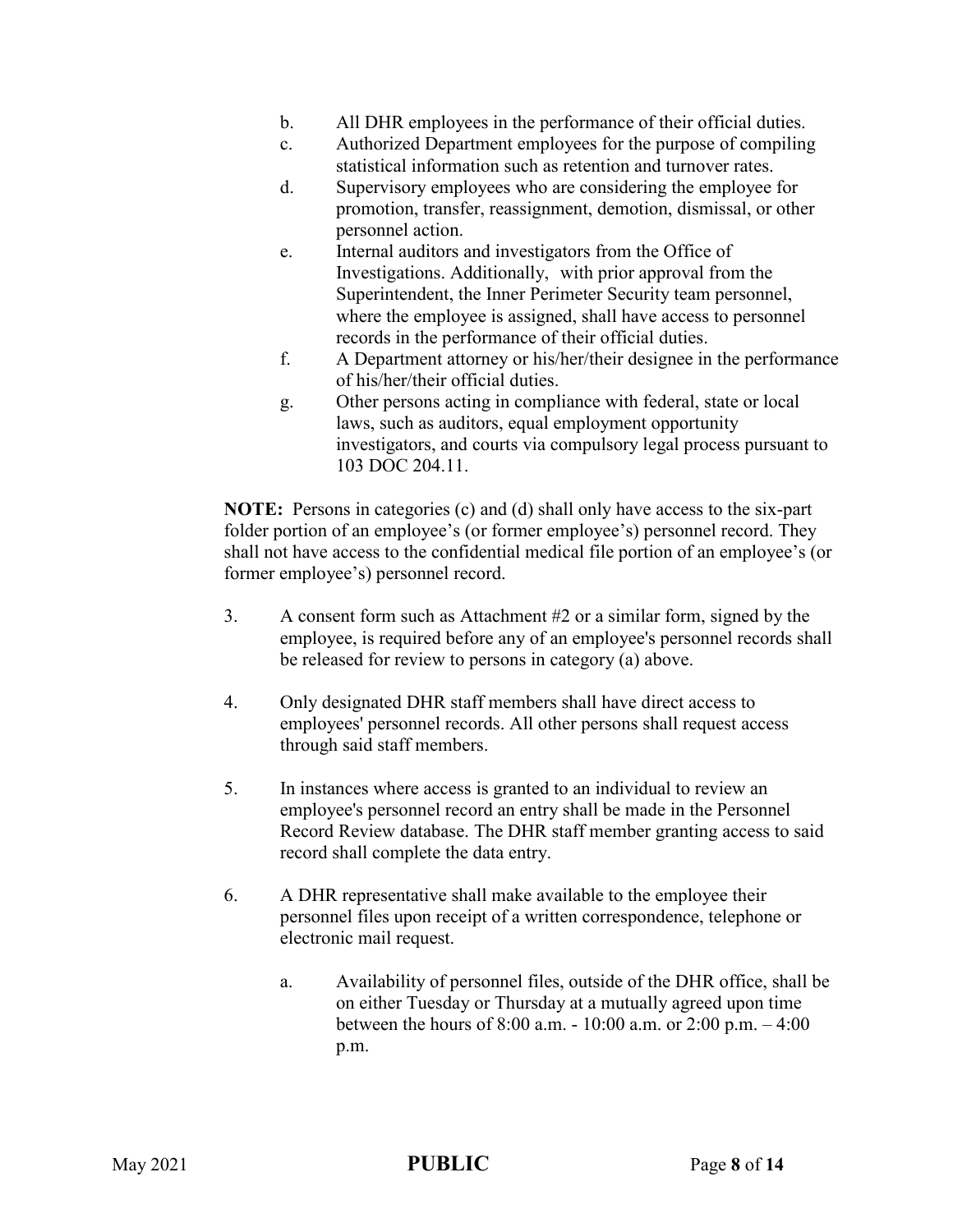b. All DHR employees in the performance of their official duties.

c. Authorized Department employees for the purpose of compiling statistical information such as retention and turnover rates.

d. Supervisory employees who are considering the employee for promotion, transfer, reassignment, demotion, dismissal, or other personnel action.

e. Internal auditors and investigators from the Office of Investigations. Additionally, with prior approval from the Superintendent, the Inner Perimeter Security team personnel, where the employee is assigned, shall have access to personnel records in the performance of their official duties.

f. A Department attorney or his/her/their designee in the performance of his/her/their official duties.

g. Other persons acting in compliance with federal, state or local laws, such as auditors, equal employment opportunity investigators, and courts via compulsory legal process pursuant to 103 DOC 204.11.

**NOTE:** Persons in categories (c) and (d) shall only have access to the six-part folder portion of an employee's (or former employee's) personnel record. They shall not have access to the confidential medical file portion of an employee's (or former employee's) personnel record.

3. A consent form such as Attachment #2 or a similar form, signed by the employee, is required before any of an employee's personnel records shall be released for review to persons in category (a) above.

4. Only designated DHR staff members shall have direct access to employees' personnel records. All other persons shall request access through said staff members.

5. In instances where access is granted to an individual to review an employee's personnel record an entry shall be made in the Personnel Record Review database. The DHR staff member granting access to said record shall complete the data entry.

6. A DHR representative shall make available to the employee their personnel files upon receipt of a written correspondence, telephone or electronic mail request.

   a. Availability of personnel files, outside of the DHR office, shall be on either Tuesday or Thursday at a mutually agreed upon time between the hours of 8:00 a.m. - 10:00 a.m. or 2:00 p.m. – 4:00 p.m.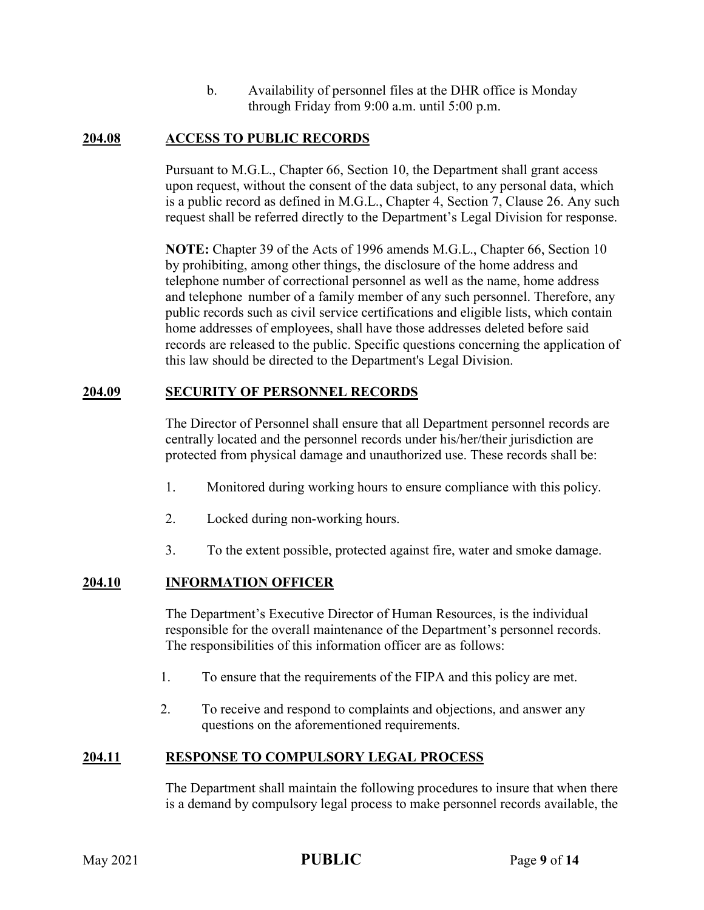b. Availability of personnel files at the DHR office is Monday through Friday from 9:00 a.m. until 5:00 p.m.

## 204.08 ACCESS TO PUBLIC RECORDS

Pursuant to M.G.L., Chapter 66, Section 10, the Department shall grant access upon request, without the consent of the data subject, to any personal data, which is a public record as defined in M.G.L., Chapter 4, Section 7, Clause 26. Any such request shall be referred directly to the Department's Legal Division for response.

**NOTE:** Chapter 39 of the Acts of 1996 amends M.G.L., Chapter 66, Section 10 by prohibiting, among other things, the disclosure of the home address and telephone number of correctional personnel as well as the name, home address and telephone number of a family member of any such personnel. Therefore, any public records such as civil service certifications and eligible lists, which contain home addresses of employees, shall have those addresses deleted before said records are released to the public. Specific questions concerning the application of this law should be directed to the Department's Legal Division.

## 204.09 SECURITY OF PERSONNEL RECORDS

The Director of Personnel shall ensure that all Department personnel records are centrally located and the personnel records under his/her/their jurisdiction are protected from physical damage and unauthorized use. These records shall be:

1. Monitored during working hours to ensure compliance with this policy.
2. Locked during non-working hours.
3. To the extent possible, protected against fire, water and smoke damage.

## 204.10 INFORMATION OFFICER

The Department's Executive Director of Human Resources, is the individual responsible for the overall maintenance of the Department's personnel records. The responsibilities of this information officer are as follows:

1. To ensure that the requirements of the FIPA and this policy are met.
2. To receive and respond to complaints and objections, and answer any questions on the aforementioned requirements.

## 204.11 RESPONSE TO COMPULSORY LEGAL PROCESS

The Department shall maintain the following procedures to insure that when there is a demand by compulsory legal process to make personnel records available, the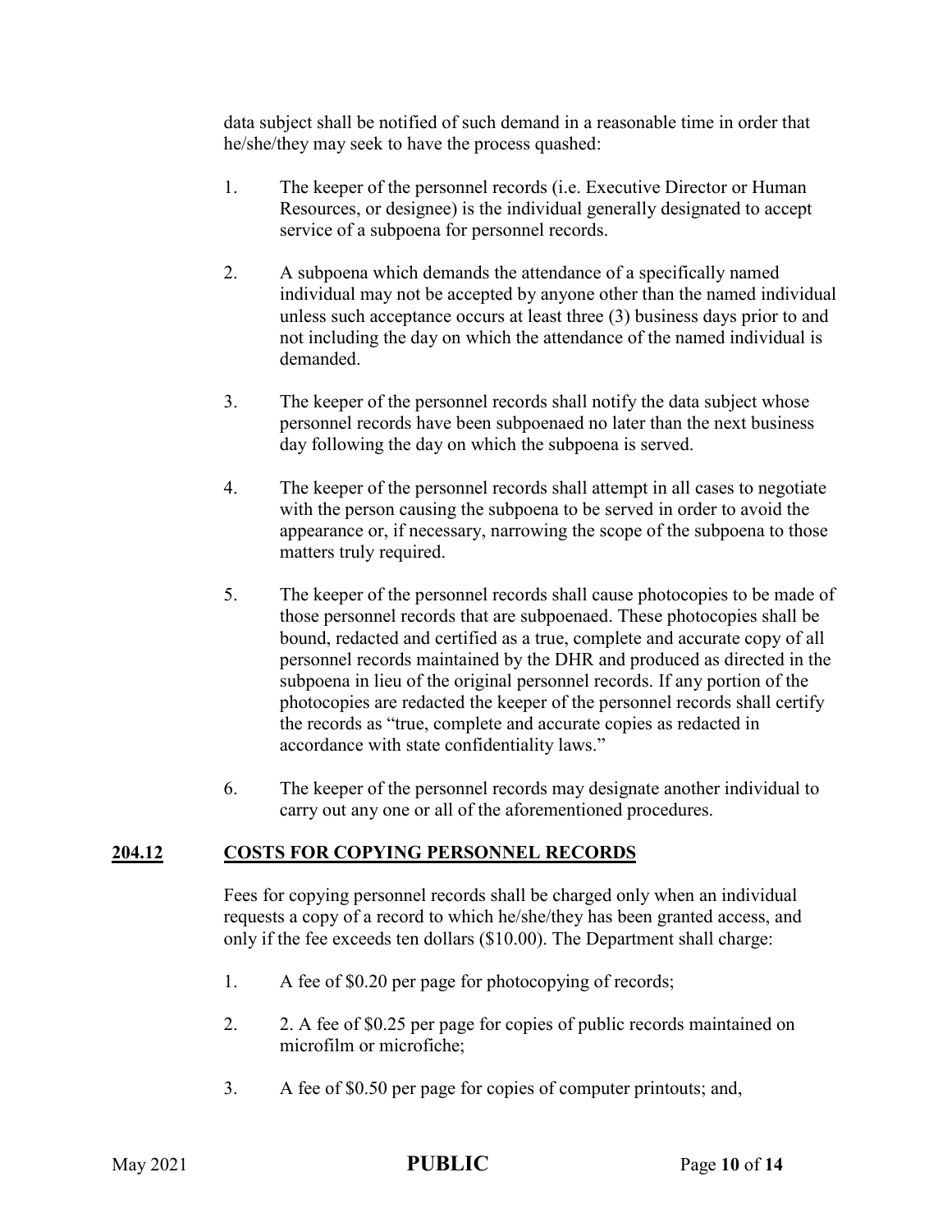data subject shall be notified of such demand in a reasonable time in order that he/she/they may seek to have the process quashed:

1. The keeper of the personnel records (i.e. Executive Director or Human Resources, or designee) is the individual generally designated to accept service of a subpoena for personnel records.

2. A subpoena which demands the attendance of a specifically named individual may not be accepted by anyone other than the named individual unless such acceptance occurs at least three (3) business days prior to and not including the day on which the attendance of the named individual is demanded.

3. The keeper of the personnel records shall notify the data subject whose personnel records have been subpoenaed no later than the next business day following the day on which the subpoena is served.

4. The keeper of the personnel records shall attempt in all cases to negotiate with the person causing the subpoena to be served in order to avoid the appearance or, if necessary, narrowing the scope of the subpoena to those matters truly required.

5. The keeper of the personnel records shall cause photocopies to be made of those personnel records that are subpoenaed. These photocopies shall be bound, redacted and certified as a true, complete and accurate copy of all personnel records maintained by the DHR and produced as directed in the subpoena in lieu of the original personnel records. If any portion of the photocopies are redacted the keeper of the personnel records shall certify the records as "true, complete and accurate copies as redacted in accordance with state confidentiality laws."

6. The keeper of the personnel records may designate another individual to carry out any one or all of the aforementioned procedures.

## **204.12 COSTS FOR COPYING PERSONNEL RECORDS**

Fees for copying personnel records shall be charged only when an individual requests a copy of a record to which he/she/they has been granted access, and only if the fee exceeds ten dollars ($10.00). The Department shall charge:

1. A fee of $0.20 per page for photocopying of records;

2. 2. A fee of $0.25 per page for copies of public records maintained on microfilm or microfiche;

3. A fee of $0.50 per page for copies of computer printouts; and,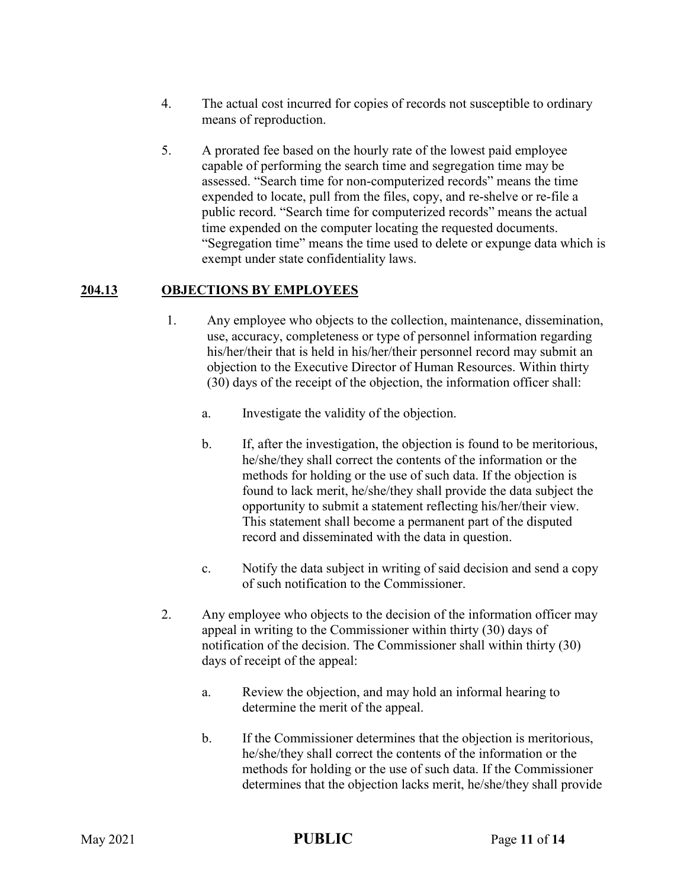4. The actual cost incurred for copies of records not susceptible to ordinary means of reproduction.

5. A prorated fee based on the hourly rate of the lowest paid employee capable of performing the search time and segregation time may be assessed. "Search time for non-computerized records" means the time expended to locate, pull from the files, copy, and re-shelve or re-file a public record. "Search time for computerized records" means the actual time expended on the computer locating the requested documents. "Segregation time" means the time used to delete or expunge data which is exempt under state confidentiality laws.

## 204.13 OBJECTIONS BY EMPLOYEES

1. Any employee who objects to the collection, maintenance, dissemination, use, accuracy, completeness or type of personnel information regarding his/her/their that is held in his/her/their personnel record may submit an objection to the Executive Director of Human Resources. Within thirty (30) days of the receipt of the objection, the information officer shall:

   a. Investigate the validity of the objection.

   b. If, after the investigation, the objection is found to be meritorious, he/she/they shall correct the contents of the information or the methods for holding or the use of such data. If the objection is found to lack merit, he/she/they shall provide the data subject the opportunity to submit a statement reflecting his/her/their view. This statement shall become a permanent part of the disputed record and disseminated with the data in question.

   c. Notify the data subject in writing of said decision and send a copy of such notification to the Commissioner.

2. Any employee who objects to the decision of the information officer may appeal in writing to the Commissioner within thirty (30) days of notification of the decision. The Commissioner shall within thirty (30) days of receipt of the appeal:

   a. Review the objection, and may hold an informal hearing to determine the merit of the appeal.

   b. If the Commissioner determines that the objection is meritorious, he/she/they shall correct the contents of the information or the methods for holding or the use of such data. If the Commissioner determines that the objection lacks merit, he/she/they shall provide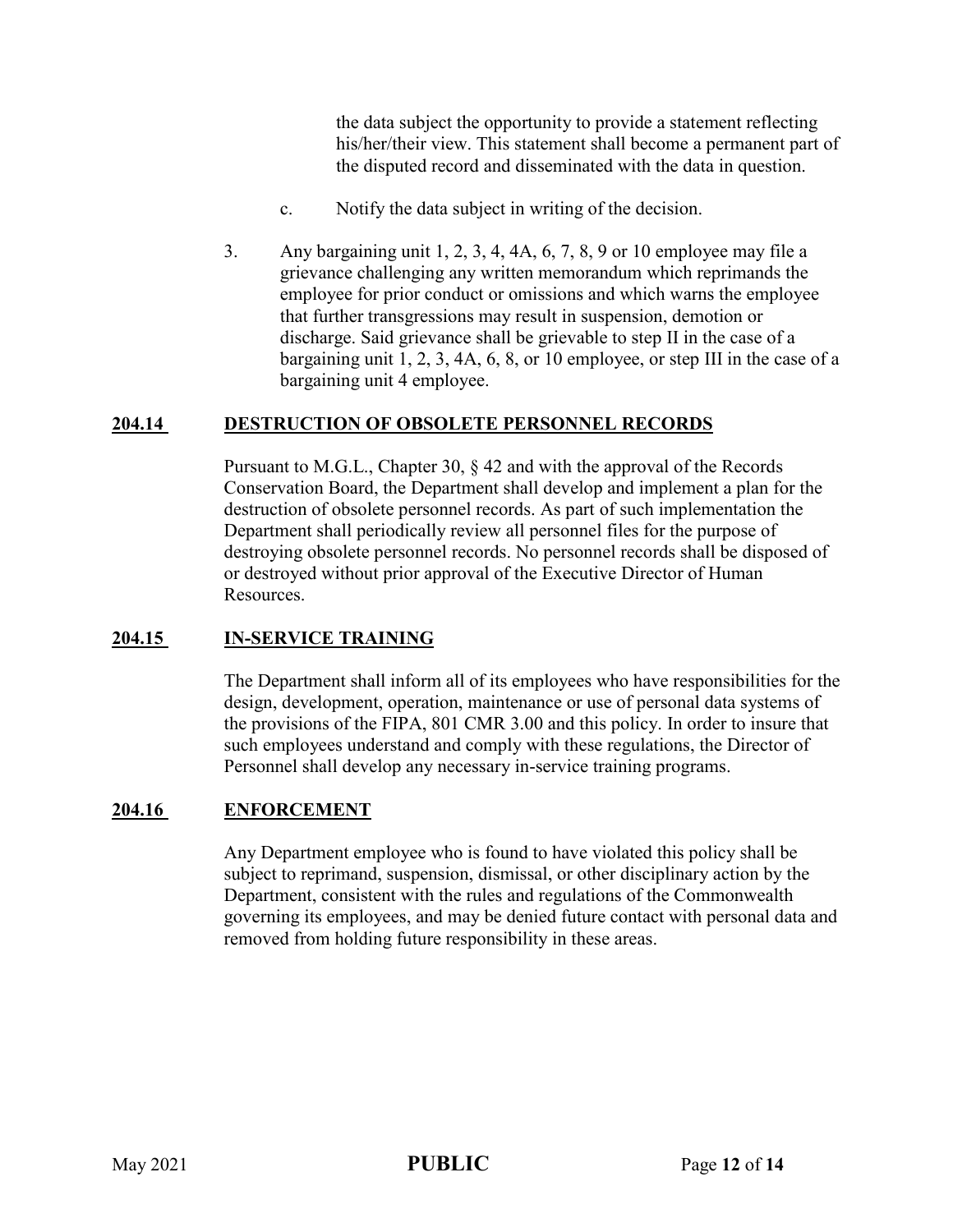the data subject the opportunity to provide a statement reflecting his/her/their view. This statement shall become a permanent part of the disputed record and disseminated with the data in question.

c. Notify the data subject in writing of the decision.

3. Any bargaining unit 1, 2, 3, 4, 4A, 6, 7, 8, 9 or 10 employee may file a grievance challenging any written memorandum which reprimands the employee for prior conduct or omissions and which warns the employee that further transgressions may result in suspension, demotion or discharge. Said grievance shall be grievable to step II in the case of a bargaining unit 1, 2, 3, 4A, 6, 8, or 10 employee, or step III in the case of a bargaining unit 4 employee.

## 204.14 DESTRUCTION OF OBSOLETE PERSONNEL RECORDS

Pursuant to M.G.L., Chapter 30, § 42 and with the approval of the Records Conservation Board, the Department shall develop and implement a plan for the destruction of obsolete personnel records. As part of such implementation the Department shall periodically review all personnel files for the purpose of destroying obsolete personnel records. No personnel records shall be disposed of or destroyed without prior approval of the Executive Director of Human Resources.

## 204.15 IN-SERVICE TRAINING

The Department shall inform all of its employees who have responsibilities for the design, development, operation, maintenance or use of personal data systems of the provisions of the FIPA, 801 CMR 3.00 and this policy. In order to insure that such employees understand and comply with these regulations, the Director of Personnel shall develop any necessary in-service training programs.

## 204.16 ENFORCEMENT

Any Department employee who is found to have violated this policy shall be subject to reprimand, suspension, dismissal, or other disciplinary action by the Department, consistent with the rules and regulations of the Commonwealth governing its employees, and may be denied future contact with personal data and removed from holding future responsibility in these areas.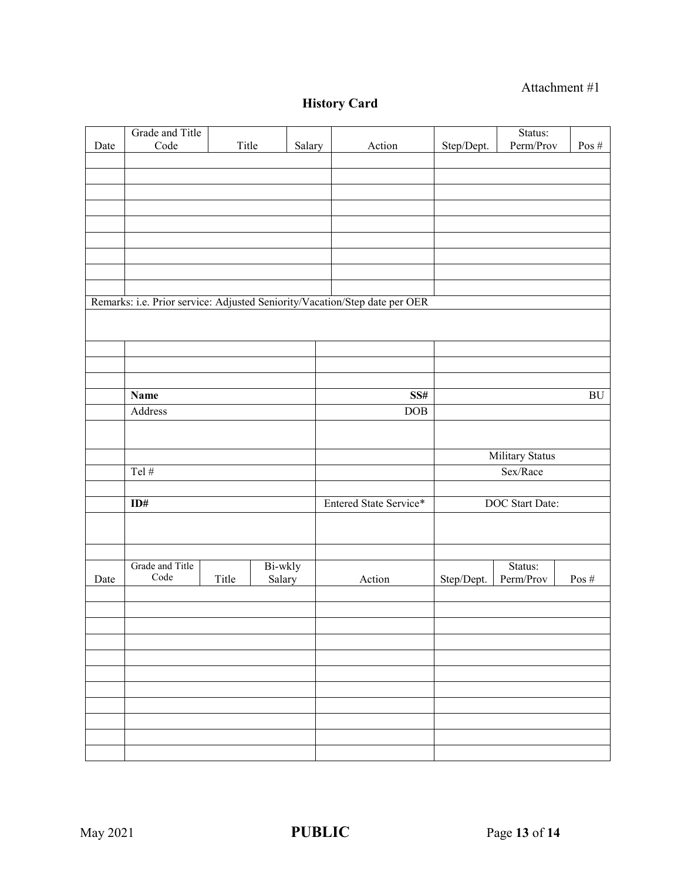Attachment #1

# History Card

| Date | Grade and Title Code | Title | Salary | Action | Step/Dept. | Status: Perm/Prov | Pos # |
|---|---|---|---|---|---|---|---|
| | | | | | | | |
| | | | | | | | |
| | | | | | | | |
| | | | | | | | |
| | | | | | | | |
| | | | | | | | |
| | | | | | | | |
| | | | | | | | |
| | | | | | | | |

Remarks: i.e. Prior service: Adjusted Seniority/Vacation/Step date per OER

| | | | |
|---|---|---|---|
| | | | |
| | | | |
| | | | |
| | **Name** | **SS#** | BU |
| | Address | DOB | |
| | | | |
| | | | Military Status |
| | Tel # | | Sex/Race |
| | | | |
| | **ID#** | Entered State Service* | DOC Start Date: |
| | | | |
| | | | |

| Date | Grade and Title Code | Title | Bi-wkly Salary | Action | Step/Dept. | Status: Perm/Prov | Pos # |
|---|---|---|---|---|---|---|---|
| | | | | | | | |
| | | | | | | | |
| | | | | | | | |
| | | | | | | | |
| | | | | | | | |
| | | | | | | | |
| | | | | | | | |
| | | | | | | | |
| | | | | | | | |
| | | | | | | | |
| | | | | | | | |

May 2021 **PUBLIC**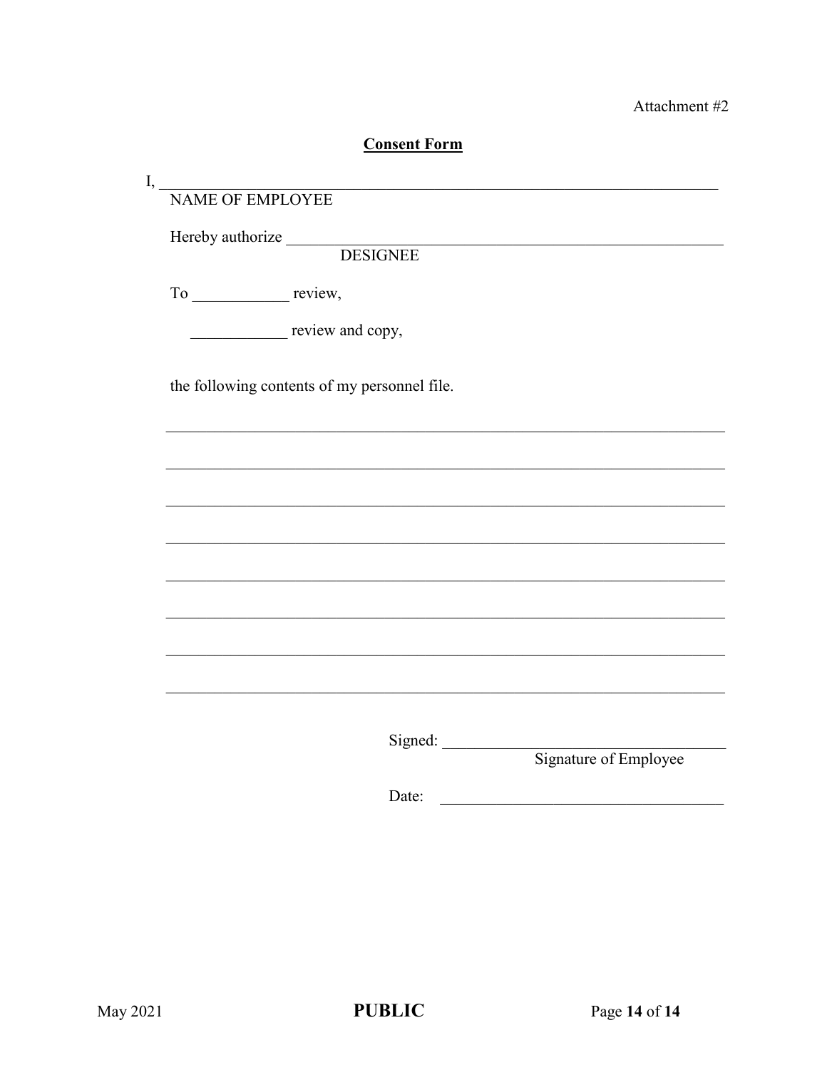Attachment #2

**Consent Form**

I, ______________________________________________________________________
NAME OF EMPLOYEE

Hereby authorize ______________________________________________________
DESIGNEE

To ____________ review,

____________ review and copy,

the following contents of my personnel file.

______________________________________________________________________

______________________________________________________________________

______________________________________________________________________

______________________________________________________________________

______________________________________________________________________

______________________________________________________________________

______________________________________________________________________

______________________________________________________________________

Signed: __________________________________
Signature of Employee

Date: __________________________________

PUBLIC